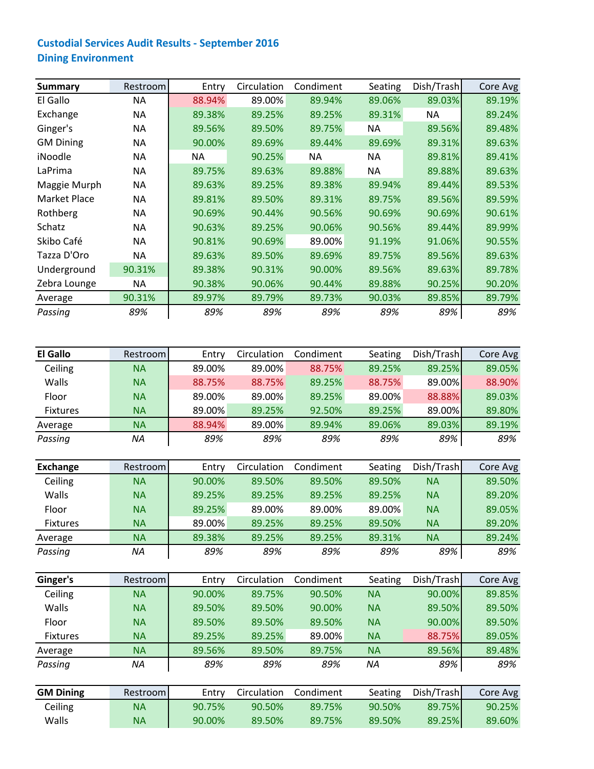# Custodial Services Audit Results - September 2016
## Dining Environment

| Summary | Restroom | Entry | Circulation | Condiment | Seating | Dish/Trash | Core Avg |
|---|---|---|---|---|---|---|---|
| El Gallo | NA | 88.94% | 89.00% | 89.94% | 89.06% | 89.03% | 89.19% |
| Exchange | NA | 89.38% | 89.25% | 89.25% | 89.31% | NA | 89.24% |
| Ginger's | NA | 89.56% | 89.50% | 89.75% | NA | 89.56% | 89.48% |
| GM Dining | NA | 90.00% | 89.69% | 89.44% | 89.69% | 89.31% | 89.63% |
| iNoodle | NA | NA | 90.25% | NA | NA | 89.81% | 89.41% |
| LaPrima | NA | 89.75% | 89.63% | 89.88% | NA | 89.88% | 89.63% |
| Maggie Murph | NA | 89.63% | 89.25% | 89.38% | 89.94% | 89.44% | 89.53% |
| Market Place | NA | 89.81% | 89.50% | 89.31% | 89.75% | 89.56% | 89.59% |
| Rothberg | NA | 90.69% | 90.44% | 90.56% | 90.69% | 90.69% | 90.61% |
| Schatz | NA | 90.63% | 89.25% | 90.06% | 90.56% | 89.44% | 89.99% |
| Skibo Café | NA | 90.81% | 90.69% | 89.00% | 91.19% | 91.06% | 90.55% |
| Tazza D'Oro | NA | 89.63% | 89.50% | 89.69% | 89.75% | 89.56% | 89.63% |
| Underground | 90.31% | 89.38% | 90.31% | 90.00% | 89.56% | 89.63% | 89.78% |
| Zebra Lounge | NA | 90.38% | 90.06% | 90.44% | 89.88% | 90.25% | 90.20% |
| Average | 90.31% | 89.97% | 89.79% | 89.73% | 90.03% | 89.85% | 89.79% |
| *Passing* | *89%* | *89%* | *89%* | *89%* | *89%* | *89%* | *89%* |

| El Gallo | Restroom | Entry | Circulation | Condiment | Seating | Dish/Trash | Core Avg |
|---|---|---|---|---|---|---|---|
| Ceiling | NA | 89.00% | 89.00% | 88.75% | 89.25% | 89.25% | 89.05% |
| Walls | NA | 88.75% | 88.75% | 89.25% | 88.75% | 89.00% | 88.90% |
| Floor | NA | 89.00% | 89.00% | 89.25% | 89.00% | 88.88% | 89.03% |
| Fixtures | NA | 89.00% | 89.25% | 92.50% | 89.25% | 89.00% | 89.80% |
| Average | NA | 88.94% | 89.00% | 89.94% | 89.06% | 89.03% | 89.19% |
| *Passing* | *NA* | *89%* | *89%* | *89%* | *89%* | *89%* | *89%* |

| Exchange | Restroom | Entry | Circulation | Condiment | Seating | Dish/Trash | Core Avg |
|---|---|---|---|---|---|---|---|
| Ceiling | NA | 90.00% | 89.50% | 89.50% | 89.50% | NA | 89.50% |
| Walls | NA | 89.25% | 89.25% | 89.25% | 89.25% | NA | 89.20% |
| Floor | NA | 89.25% | 89.00% | 89.00% | 89.00% | NA | 89.05% |
| Fixtures | NA | 89.00% | 89.25% | 89.25% | 89.50% | NA | 89.20% |
| Average | NA | 89.38% | 89.25% | 89.25% | 89.31% | NA | 89.24% |
| *Passing* | *NA* | *89%* | *89%* | *89%* | *89%* | *89%* | *89%* |

| Ginger's | Restroom | Entry | Circulation | Condiment | Seating | Dish/Trash | Core Avg |
|---|---|---|---|---|---|---|---|
| Ceiling | NA | 90.00% | 89.75% | 90.50% | NA | 90.00% | 89.85% |
| Walls | NA | 89.50% | 89.50% | 90.00% | NA | 89.50% | 89.50% |
| Floor | NA | 89.50% | 89.50% | 89.50% | NA | 90.00% | 89.50% |
| Fixtures | NA | 89.25% | 89.25% | 89.00% | NA | 88.75% | 89.05% |
| Average | NA | 89.56% | 89.50% | 89.75% | NA | 89.56% | 89.48% |
| *Passing* | *NA* | *89%* | *89%* | *89%* | *NA* | *89%* | *89%* |

| GM Dining | Restroom | Entry | Circulation | Condiment | Seating | Dish/Trash | Core Avg |
|---|---|---|---|---|---|---|---|
| Ceiling | NA | 90.75% | 90.50% | 89.75% | 90.50% | 89.75% | 90.25% |
| Walls | NA | 90.00% | 89.50% | 89.75% | 89.50% | 89.25% | 89.60% |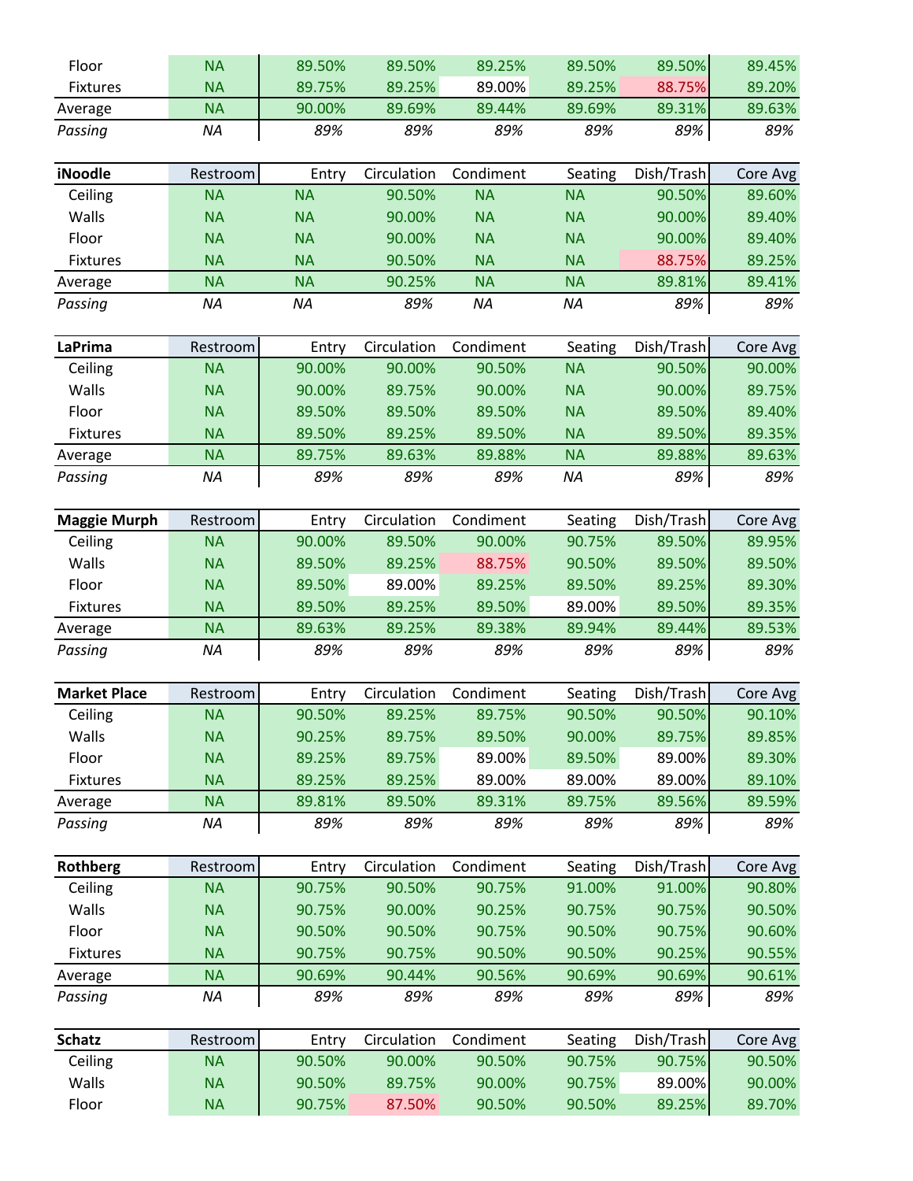| | Restroom | Entry | Circulation | Condiment | Seating | Dish/Trash | Core Avg |
|---|---|---|---|---|---|---|---|
| Floor | NA | 89.50% | 89.50% | 89.25% | 89.50% | 89.50% | 89.45% |
| Fixtures | NA | 89.75% | 89.25% | 89.00% | 89.25% | 88.75% | 89.20% |
| Average | NA | 90.00% | 89.69% | 89.44% | 89.69% | 89.31% | 89.63% |
| *Passing* | *NA* | *89%* | *89%* | *89%* | *89%* | *89%* | *89%* |

| **iNoodle** | Restroom | Entry | Circulation | Condiment | Seating | Dish/Trash | Core Avg |
|---|---|---|---|---|---|---|---|
| Ceiling | NA | NA | 90.50% | NA | NA | 90.50% | 89.60% |
| Walls | NA | NA | 90.00% | NA | NA | 90.00% | 89.40% |
| Floor | NA | NA | 90.00% | NA | NA | 90.00% | 89.40% |
| Fixtures | NA | NA | 90.50% | NA | NA | 88.75% | 89.25% |
| Average | NA | NA | 90.25% | NA | NA | 89.81% | 89.41% |
| *Passing* | *NA* | *NA* | *89%* | *NA* | *NA* | *89%* | *89%* |

| **LaPrima** | Restroom | Entry | Circulation | Condiment | Seating | Dish/Trash | Core Avg |
|---|---|---|---|---|---|---|---|
| Ceiling | NA | 90.00% | 90.00% | 90.50% | NA | 90.50% | 90.00% |
| Walls | NA | 90.00% | 89.75% | 90.00% | NA | 90.00% | 89.75% |
| Floor | NA | 89.50% | 89.50% | 89.50% | NA | 89.50% | 89.40% |
| Fixtures | NA | 89.50% | 89.25% | 89.50% | NA | 89.50% | 89.35% |
| Average | NA | 89.75% | 89.63% | 89.88% | NA | 89.88% | 89.63% |
| *Passing* | *NA* | *89%* | *89%* | *89%* | *NA* | *89%* | *89%* |

| **Maggie Murph** | Restroom | Entry | Circulation | Condiment | Seating | Dish/Trash | Core Avg |
|---|---|---|---|---|---|---|---|
| Ceiling | NA | 90.00% | 89.50% | 90.00% | 90.75% | 89.50% | 89.95% |
| Walls | NA | 89.50% | 89.25% | 88.75% | 90.50% | 89.50% | 89.50% |
| Floor | NA | 89.50% | 89.00% | 89.25% | 89.50% | 89.25% | 89.30% |
| Fixtures | NA | 89.50% | 89.25% | 89.50% | 89.00% | 89.50% | 89.35% |
| Average | NA | 89.63% | 89.25% | 89.38% | 89.94% | 89.44% | 89.53% |
| *Passing* | *NA* | *89%* | *89%* | *89%* | *89%* | *89%* | *89%* |

| **Market Place** | Restroom | Entry | Circulation | Condiment | Seating | Dish/Trash | Core Avg |
|---|---|---|---|---|---|---|---|
| Ceiling | NA | 90.50% | 89.25% | 89.75% | 90.50% | 90.50% | 90.10% |
| Walls | NA | 90.25% | 89.75% | 89.50% | 90.00% | 89.75% | 89.85% |
| Floor | NA | 89.25% | 89.75% | 89.00% | 89.50% | 89.00% | 89.30% |
| Fixtures | NA | 89.25% | 89.25% | 89.00% | 89.00% | 89.00% | 89.10% |
| Average | NA | 89.81% | 89.50% | 89.31% | 89.75% | 89.56% | 89.59% |
| *Passing* | *NA* | *89%* | *89%* | *89%* | *89%* | *89%* | *89%* |

| **Rothberg** | Restroom | Entry | Circulation | Condiment | Seating | Dish/Trash | Core Avg |
|---|---|---|---|---|---|---|---|
| Ceiling | NA | 90.75% | 90.50% | 90.75% | 91.00% | 91.00% | 90.80% |
| Walls | NA | 90.75% | 90.00% | 90.25% | 90.75% | 90.75% | 90.50% |
| Floor | NA | 90.50% | 90.50% | 90.75% | 90.50% | 90.75% | 90.60% |
| Fixtures | NA | 90.75% | 90.75% | 90.50% | 90.50% | 90.25% | 90.55% |
| Average | NA | 90.69% | 90.44% | 90.56% | 90.69% | 90.69% | 90.61% |
| *Passing* | *NA* | *89%* | *89%* | *89%* | *89%* | *89%* | *89%* |

| **Schatz** | Restroom | Entry | Circulation | Condiment | Seating | Dish/Trash | Core Avg |
|---|---|---|---|---|---|---|---|
| Ceiling | NA | 90.50% | 90.00% | 90.50% | 90.75% | 90.75% | 90.50% |
| Walls | NA | 90.50% | 89.75% | 90.00% | 90.75% | 89.00% | 90.00% |
| Floor | NA | 90.75% | 87.50% | 90.50% | 90.50% | 89.25% | 89.70% |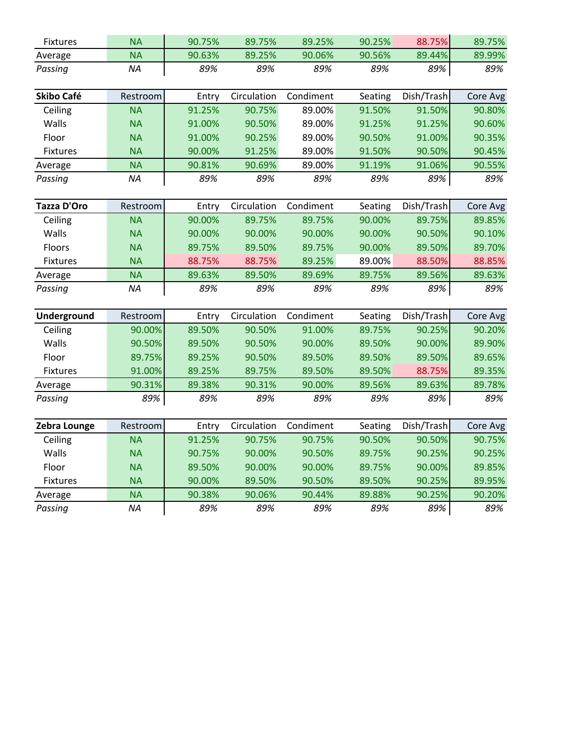| | | | | | | | |
|---|---|---|---|---|---|---|---|
| Fixtures | NA | 90.75% | 89.75% | 89.25% | 90.25% | 88.75% | 89.75% |
| Average | NA | 90.63% | 89.25% | 90.06% | 90.56% | 89.44% | 89.99% |
| *Passing* | *NA* | *89%* | *89%* | *89%* | *89%* | *89%* | *89%* |

| **Skibo Café** | Restroom | Entry | Circulation | Condiment | Seating | Dish/Trash | Core Avg |
|---|---|---|---|---|---|---|---|
| Ceiling | NA | 91.25% | 90.75% | 89.00% | 91.50% | 91.50% | 90.80% |
| Walls | NA | 91.00% | 90.50% | 89.00% | 91.25% | 91.25% | 90.60% |
| Floor | NA | 91.00% | 90.25% | 89.00% | 90.50% | 91.00% | 90.35% |
| Fixtures | NA | 90.00% | 91.25% | 89.00% | 91.50% | 90.50% | 90.45% |
| Average | NA | 90.81% | 90.69% | 89.00% | 91.19% | 91.06% | 90.55% |
| *Passing* | *NA* | *89%* | *89%* | *89%* | *89%* | *89%* | *89%* |

| **Tazza D'Oro** | Restroom | Entry | Circulation | Condiment | Seating | Dish/Trash | Core Avg |
|---|---|---|---|---|---|---|---|
| Ceiling | NA | 90.00% | 89.75% | 89.75% | 90.00% | 89.75% | 89.85% |
| Walls | NA | 90.00% | 90.00% | 90.00% | 90.00% | 90.50% | 90.10% |
| Floors | NA | 89.75% | 89.50% | 89.75% | 90.00% | 89.50% | 89.70% |
| Fixtures | NA | 88.75% | 88.75% | 89.25% | 89.00% | 88.50% | 88.85% |
| Average | NA | 89.63% | 89.50% | 89.69% | 89.75% | 89.56% | 89.63% |
| *Passing* | *NA* | *89%* | *89%* | *89%* | *89%* | *89%* | *89%* |

| **Underground** | Restroom | Entry | Circulation | Condiment | Seating | Dish/Trash | Core Avg |
|---|---|---|---|---|---|---|---|
| Ceiling | 90.00% | 89.50% | 90.50% | 91.00% | 89.75% | 90.25% | 90.20% |
| Walls | 90.50% | 89.50% | 90.50% | 90.00% | 89.50% | 90.00% | 89.90% |
| Floor | 89.75% | 89.25% | 90.50% | 89.50% | 89.50% | 89.50% | 89.65% |
| Fixtures | 91.00% | 89.25% | 89.75% | 89.50% | 89.50% | 88.75% | 89.35% |
| Average | 90.31% | 89.38% | 90.31% | 90.00% | 89.56% | 89.63% | 89.78% |
| *Passing* | *89%* | *89%* | *89%* | *89%* | *89%* | *89%* | *89%* |

| **Zebra Lounge** | Restroom | Entry | Circulation | Condiment | Seating | Dish/Trash | Core Avg |
|---|---|---|---|---|---|---|---|
| Ceiling | NA | 91.25% | 90.75% | 90.75% | 90.50% | 90.50% | 90.75% |
| Walls | NA | 90.75% | 90.00% | 90.50% | 89.75% | 90.25% | 90.25% |
| Floor | NA | 89.50% | 90.00% | 90.00% | 89.75% | 90.00% | 89.85% |
| Fixtures | NA | 90.00% | 89.50% | 90.50% | 89.50% | 90.25% | 89.95% |
| Average | NA | 90.38% | 90.06% | 90.44% | 89.88% | 90.25% | 90.20% |
| *Passing* | *NA* | *89%* | *89%* | *89%* | *89%* | *89%* | *89%* |